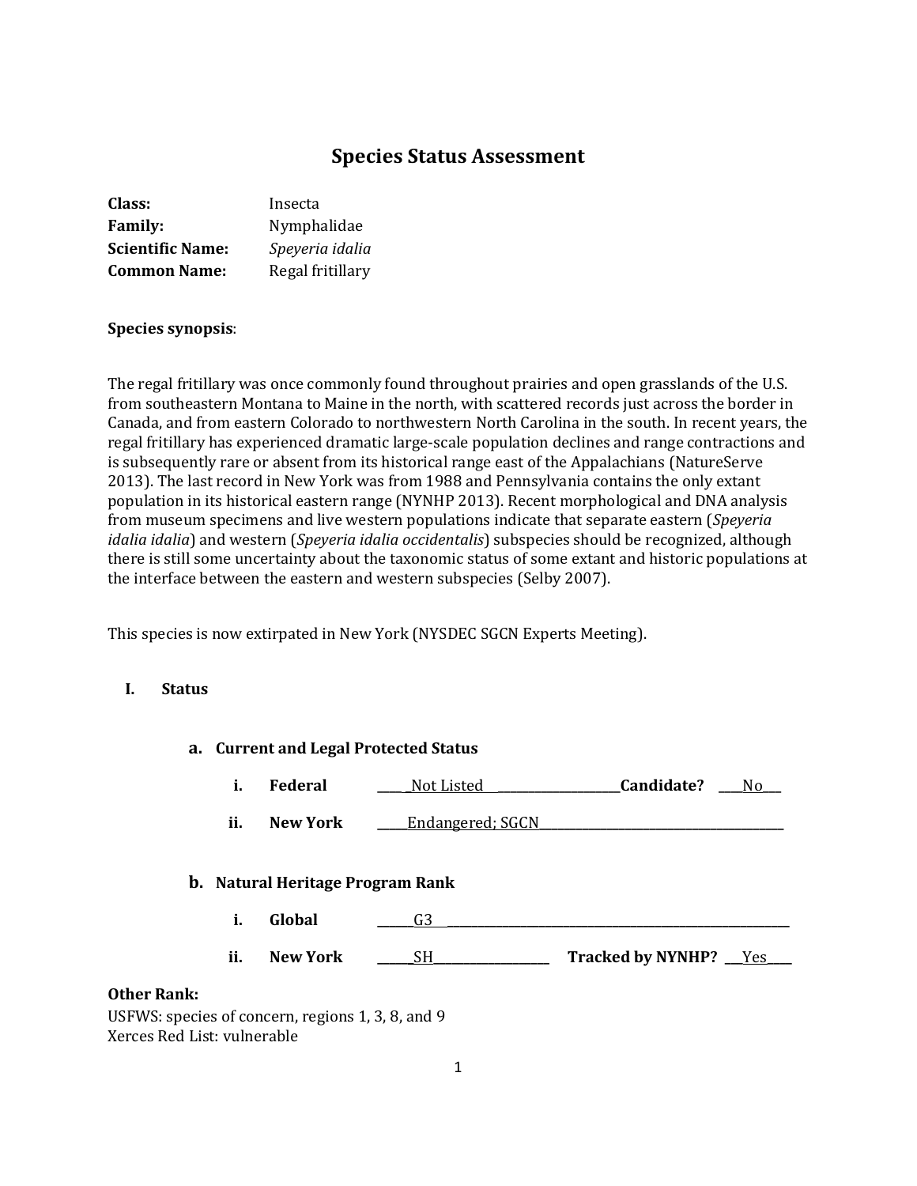# Species Status Assessment

**Class:** Insecta
**Family:** Nymphalidae
**Scientific Name:** *Speyeria idalia*
**Common Name:** Regal fritillary

**Species synopsis**:

The regal fritillary was once commonly found throughout prairies and open grasslands of the U.S. from southeastern Montana to Maine in the north, with scattered records just across the border in Canada, and from eastern Colorado to northwestern North Carolina in the south. In recent years, the regal fritillary has experienced dramatic large-scale population declines and range contractions and is subsequently rare or absent from its historical range east of the Appalachians (NatureServe 2013). The last record in New York was from 1988 and Pennsylvania contains the only extant population in its historical eastern range (NYNHP 2013). Recent morphological and DNA analysis from museum specimens and live western populations indicate that separate eastern (*Speyeria idalia idalia*) and western (*Speyeria idalia occidentalis*) subspecies should be recognized, although there is still some uncertainty about the taxonomic status of some extant and historic populations at the interface between the eastern and western subspecies (Selby 2007).

This species is now extirpated in New York (NYSDEC SGCN Experts Meeting).

## I. Status

### a. Current and Legal Protected Status

i. **Federal** ____Not Listed____ **Candidate?** ___No___

ii. **New York** ____Endangered; SGCN____

### b. Natural Heritage Program Rank

i. **Global** ____G3____

ii. **New York** ____SH____ **Tracked by NYNHP?** ___Yes___

**Other Rank:**

USFWS: species of concern, regions 1, 3, 8, and 9
Xerces Red List: vulnerable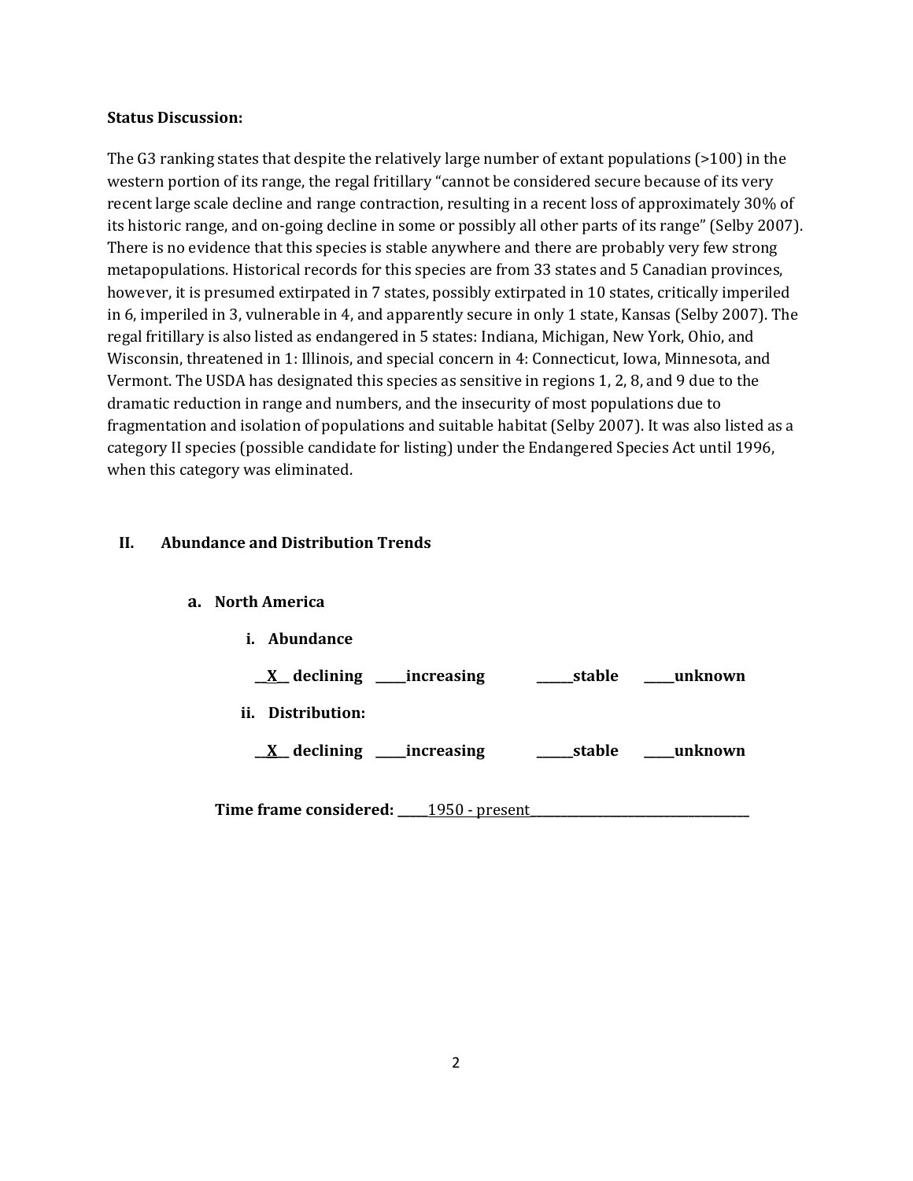**Status Discussion:**

The G3 ranking states that despite the relatively large number of extant populations (>100) in the western portion of its range, the regal fritillary "cannot be considered secure because of its very recent large scale decline and range contraction, resulting in a recent loss of approximately 30% of its historic range, and on-going decline in some or possibly all other parts of its range" (Selby 2007). There is no evidence that this species is stable anywhere and there are probably very few strong metapopulations. Historical records for this species are from 33 states and 5 Canadian provinces, however, it is presumed extirpated in 7 states, possibly extirpated in 10 states, critically imperiled in 6, imperiled in 3, vulnerable in 4, and apparently secure in only 1 state, Kansas (Selby 2007). The regal fritillary is also listed as endangered in 5 states: Indiana, Michigan, New York, Ohio, and Wisconsin, threatened in 1: Illinois, and special concern in 4: Connecticut, Iowa, Minnesota, and Vermont. The USDA has designated this species as sensitive in regions 1, 2, 8, and 9 due to the dramatic reduction in range and numbers, and the insecurity of most populations due to fragmentation and isolation of populations and suitable habitat (Selby 2007). It was also listed as a category II species (possible candidate for listing) under the Endangered Species Act until 1996, when this category was eliminated.

## II. Abundance and Distribution Trends

### a. North America

**i. Abundance**

__X__ **declining** _____**increasing** ______**stable** _____**unknown**

**ii. Distribution:**

__X__ **declining** _____**increasing** ______**stable** _____**unknown**

**Time frame considered:** _____1950 - present_____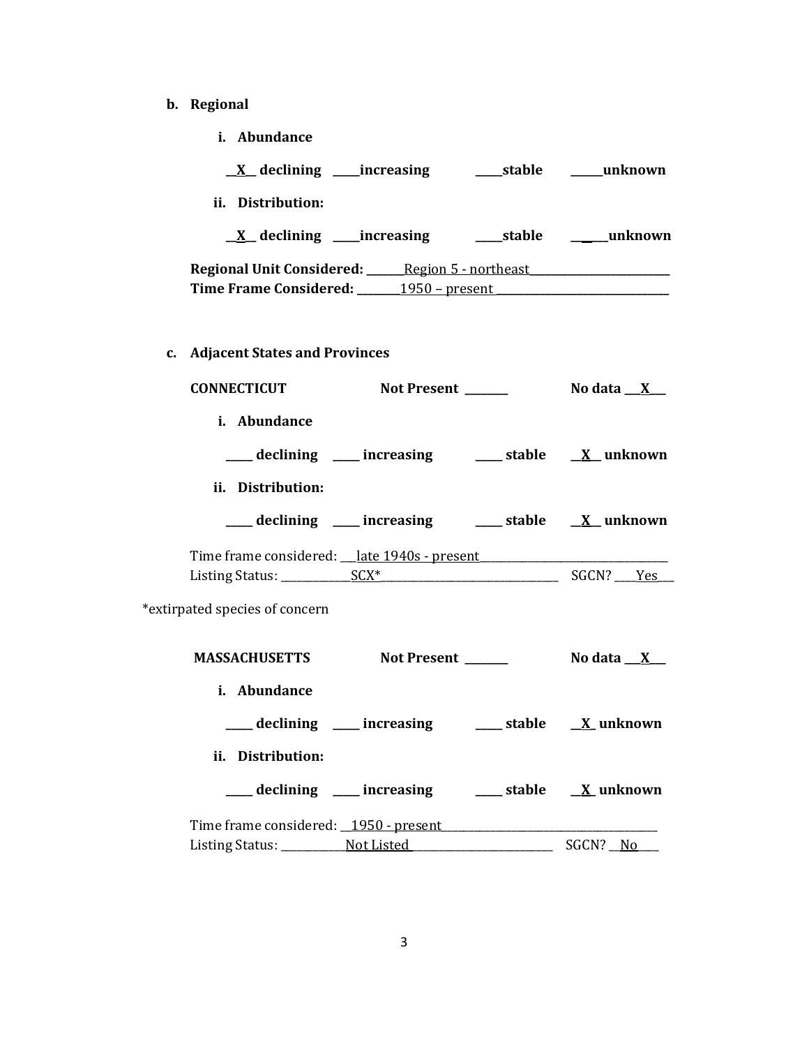**b. Regional**

**i. Abundance**

**\_\_X\_\_ declining \_\_\_\_\_increasing \_\_\_\_\_stable \_\_\_\_\_\_unknown**

**ii. Distribution:**

**\_\_X\_\_ declining \_\_\_\_\_increasing \_\_\_\_\_stable \_\_\_\_\_\_unknown**

**Regional Unit Considered:** Region 5 - northeast

**Time Frame Considered:** 1950 – present

**c. Adjacent States and Provinces**

**CONNECTICUT** **Not Present \_\_\_\_\_\_\_\_** **No data \_\_\_X\_\_\_**

**i. Abundance**

**\_\_\_\_\_ declining \_\_\_\_\_ increasing \_\_\_\_\_ stable \_\_X\_\_ unknown**

**ii. Distribution:**

**\_\_\_\_\_ declining \_\_\_\_\_ increasing \_\_\_\_\_ stable \_\_X\_\_ unknown**

Time frame considered: late 1940s - present

Listing Status: SCX* SGCN? Yes

*extirpated species of concern

**MASSACHUSETTS** **Not Present \_\_\_\_\_\_\_\_** **No data \_\_\_X\_\_\_**

**i. Abundance**

**\_\_\_\_\_ declining \_\_\_\_\_ increasing \_\_\_\_\_ stable \_\_X\_ unknown**

**ii. Distribution:**

**\_\_\_\_\_ declining \_\_\_\_\_ increasing \_\_\_\_\_ stable \_\_X\_ unknown**

Time frame considered: 1950 - present

Listing Status: Not Listed SGCN? No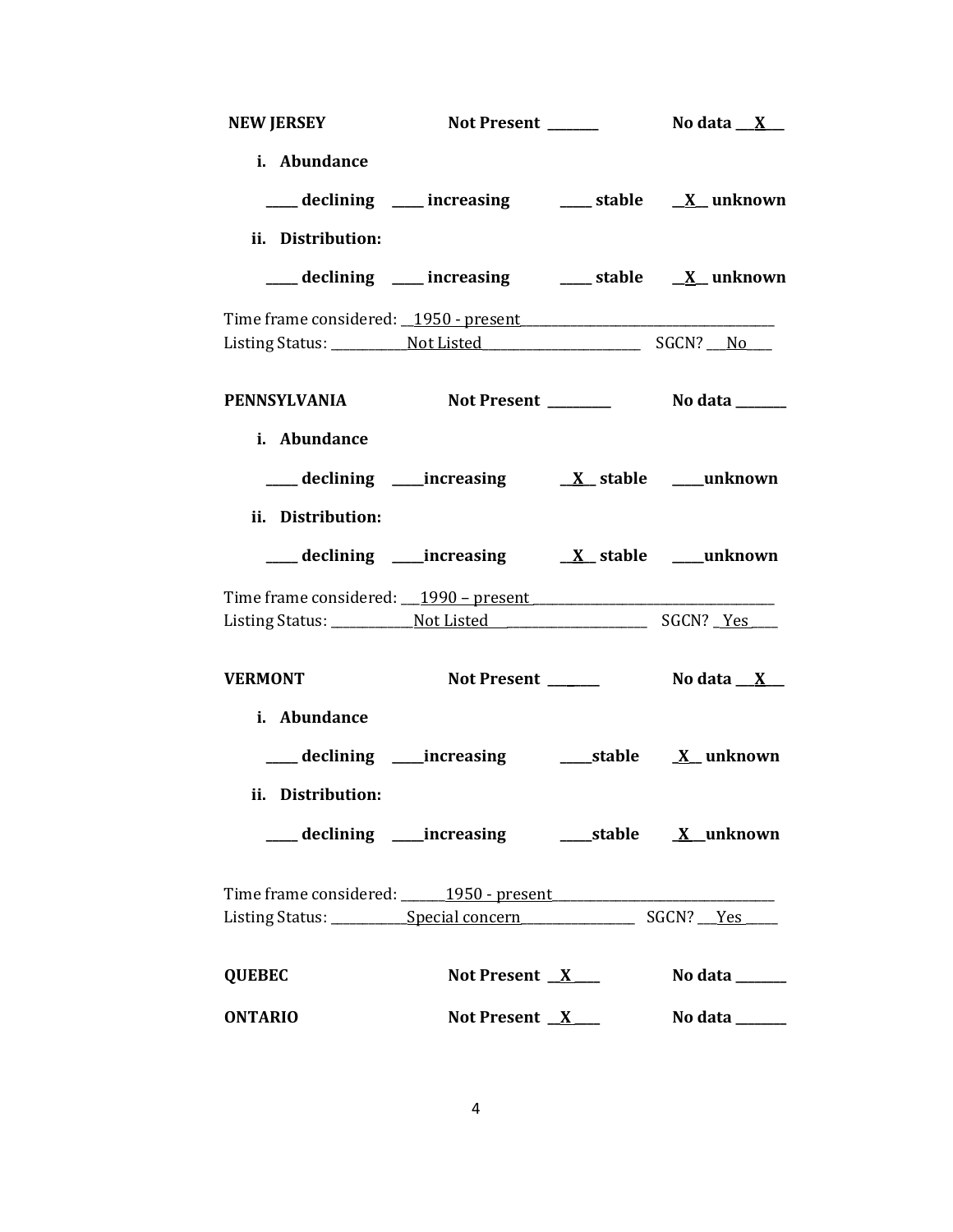**NEW JERSEY** Not Present ________ No data ___X___

**i. Abundance**

_____ declining _____ increasing _____ stable __X__ unknown

**ii. Distribution:**

_____ declining _____ increasing _____ stable __X__ unknown

Time frame considered: __1950 - present______________________________

Listing Status: ___________Not Listed________________________ SGCN? ___No____

**PENNSYLVANIA** Not Present _________ No data ________

**i. Abundance**

_____ declining _____increasing __X__ stable _____unknown

**ii. Distribution:**

_____ declining _____increasing __X__ stable _____unknown

Time frame considered: ___1990 – present ______________________________

Listing Status: ____________Not Listed______________________ SGCN? _Yes____

**VERMONT** Not Present ________ No data ___X___

**i. Abundance**

_____ declining _____increasing _____stable _X__ unknown

**ii. Distribution:**

_____ declining _____increasing _____stable _X__unknown

Time frame considered: _______1950 - present______________________________

Listing Status: ___________Special concern__________________ SGCN? ___Yes_____

**QUEBEC** Not Present __X____ No data ________

**ONTARIO** Not Present __X____ No data ________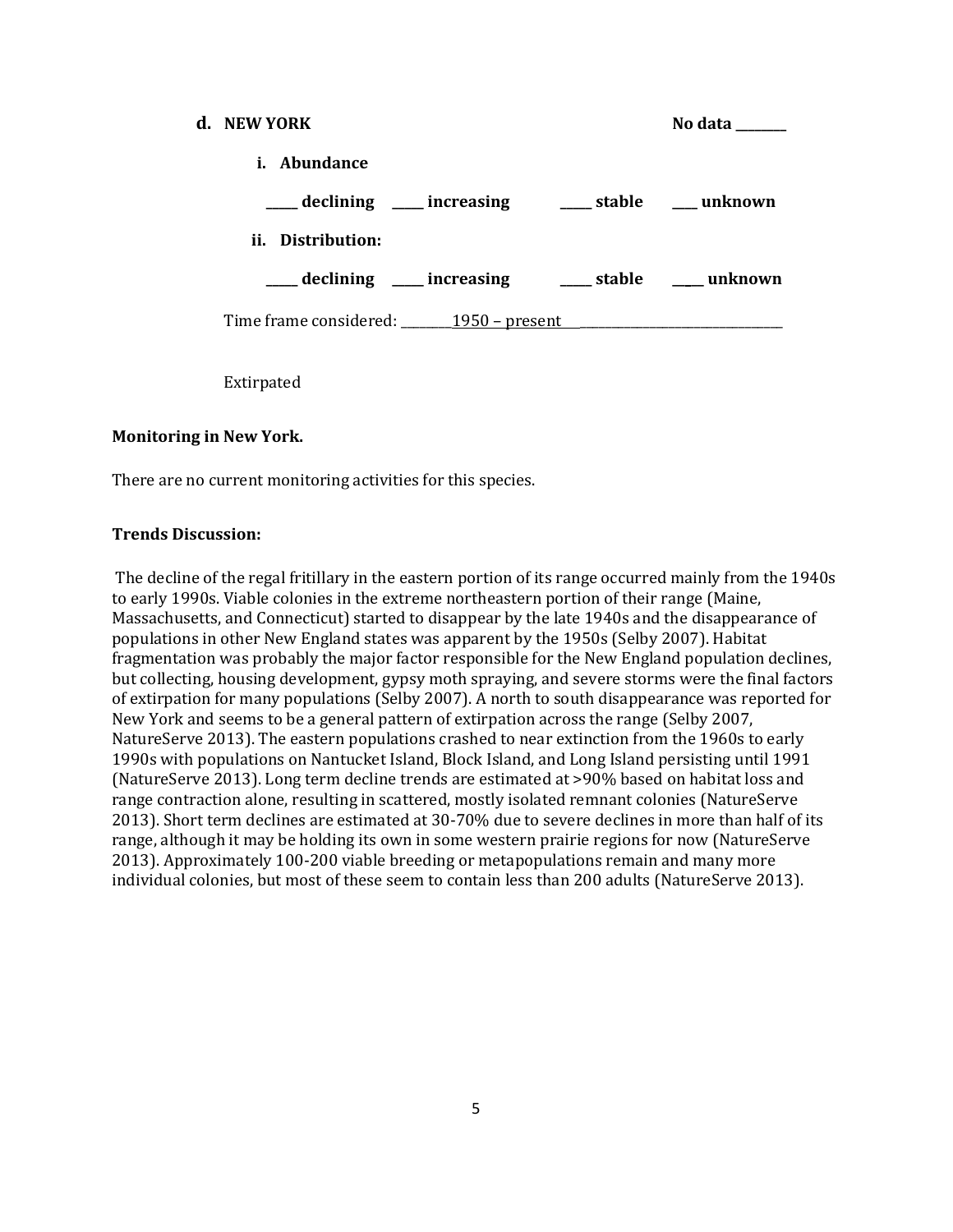**d. NEW YORK** **No data ________**

**i. Abundance**

**_____ declining _____ increasing _____ stable ___ unknown**

**ii. Distribution:**

**_____ declining _____ increasing _____ stable ____ unknown**

Time frame considered: ________1950 – present_________________________________

Extirpated

**Monitoring in New York.**

There are no current monitoring activities for this species.

**Trends Discussion:**

The decline of the regal fritillary in the eastern portion of its range occurred mainly from the 1940s to early 1990s. Viable colonies in the extreme northeastern portion of their range (Maine, Massachusetts, and Connecticut) started to disappear by the late 1940s and the disappearance of populations in other New England states was apparent by the 1950s (Selby 2007). Habitat fragmentation was probably the major factor responsible for the New England population declines, but collecting, housing development, gypsy moth spraying, and severe storms were the final factors of extirpation for many populations (Selby 2007). A north to south disappearance was reported for New York and seems to be a general pattern of extirpation across the range (Selby 2007, NatureServe 2013). The eastern populations crashed to near extinction from the 1960s to early 1990s with populations on Nantucket Island, Block Island, and Long Island persisting until 1991 (NatureServe 2013). Long term decline trends are estimated at >90% based on habitat loss and range contraction alone, resulting in scattered, mostly isolated remnant colonies (NatureServe 2013). Short term declines are estimated at 30-70% due to severe declines in more than half of its range, although it may be holding its own in some western prairie regions for now (NatureServe 2013). Approximately 100-200 viable breeding or metapopulations remain and many more individual colonies, but most of these seem to contain less than 200 adults (NatureServe 2013).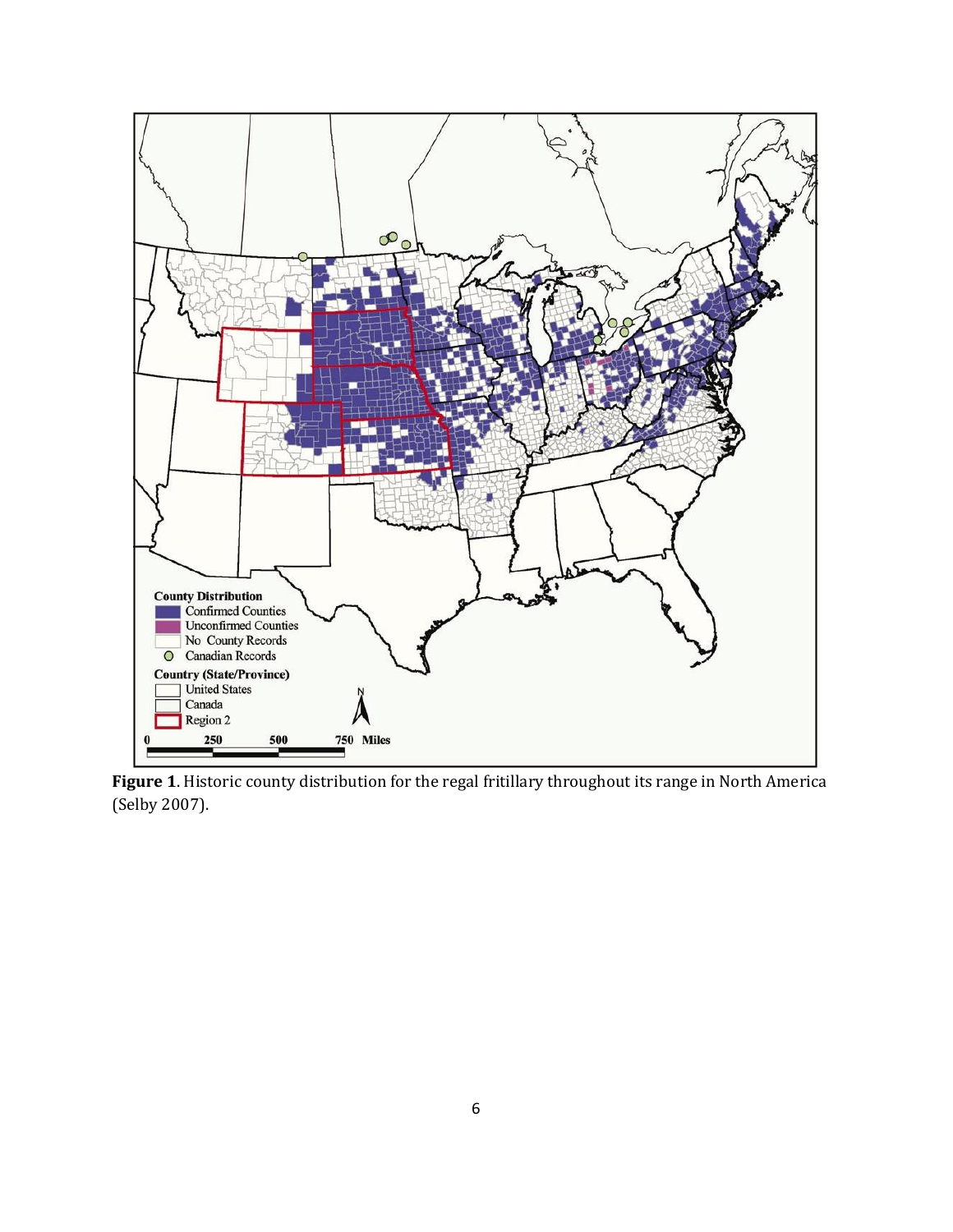**Figure 1**. Historic county distribution for the regal fritillary throughout its range in North America (Selby 2007).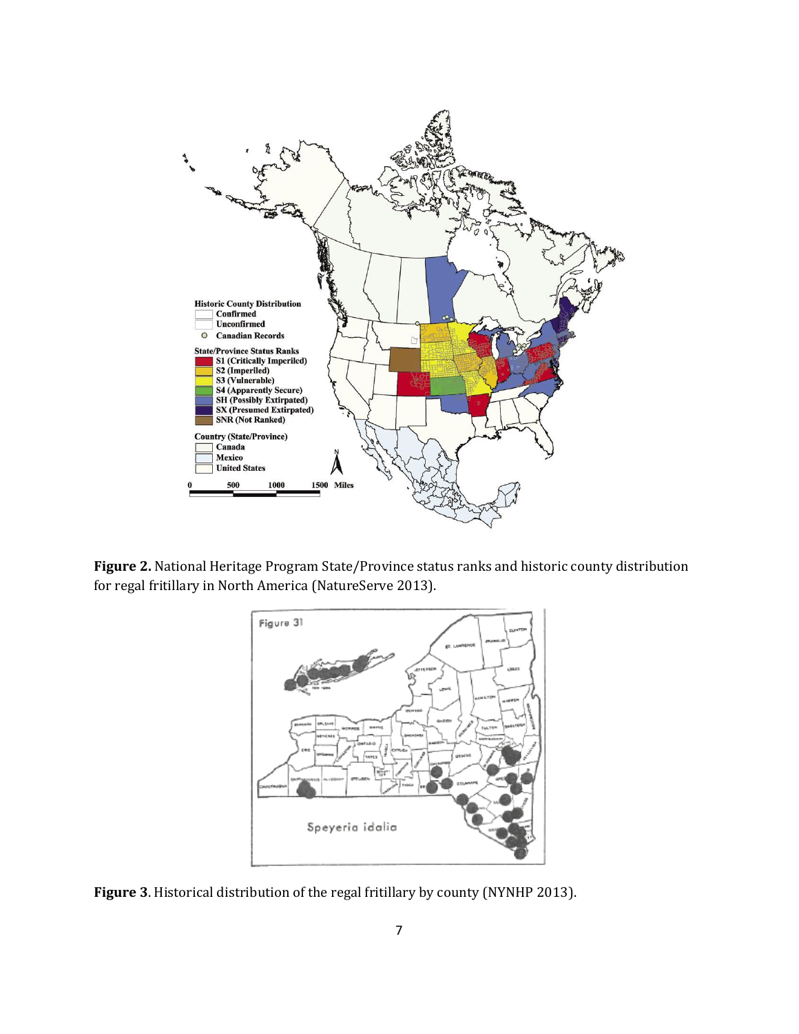**Figure 2.** National Heritage Program State/Province status ranks and historic county distribution for regal fritillary in North America (NatureServe 2013).

**Figure 3**. Historical distribution of the regal fritillary by county (NYNHP 2013).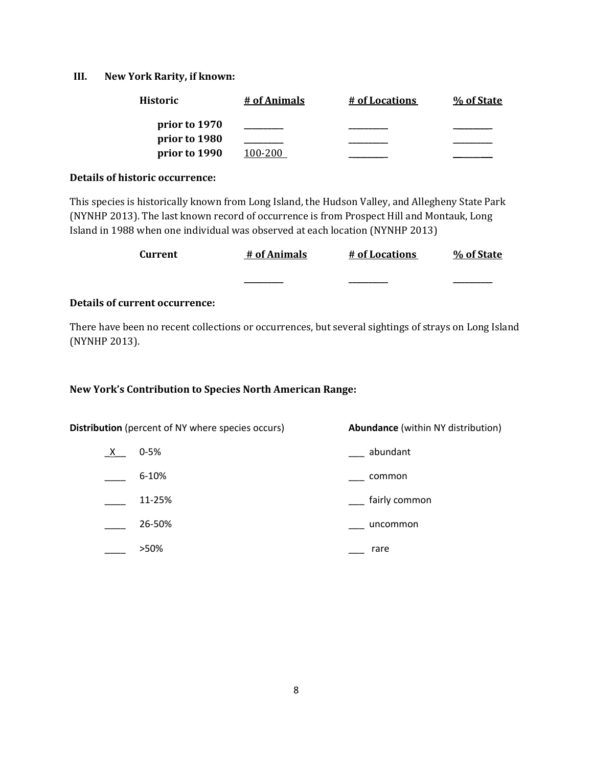### III. New York Rarity, if known:

| Historic | # of Animals | # of Locations | % of State |
|---|---|---|---|
| prior to 1970 | ________ | ________ | ________ |
| prior to 1980 | ________ | ________ | ________ |
| prior to 1990 | 100-200 | ________ | ________ |

**Details of historic occurrence:**

This species is historically known from Long Island, the Hudson Valley, and Allegheny State Park (NYNHP 2013). The last known record of occurrence is from Prospect Hill and Montauk, Long Island in 1988 when one individual was observed at each location (NYNHP 2013)

| Current | # of Animals | # of Locations | % of State |
|---|---|---|---|
| | ________ | ________ | ________ |

**Details of current occurrence:**

There have been no recent collections or occurrences, but several sightings of strays on Long Island (NYNHP 2013).

**New York's Contribution to Species North American Range:**

| **Distribution** (percent of NY where species occurs) | | **Abundance** (within NY distribution) |
|---|---|---|
| _X_ | 0-5% | ___ abundant |
| ____ | 6-10% | ___ common |
| ____ | 11-25% | ___ fairly common |
| ____ | 26-50% | ___ uncommon |
| ____ | >50% | ___ rare |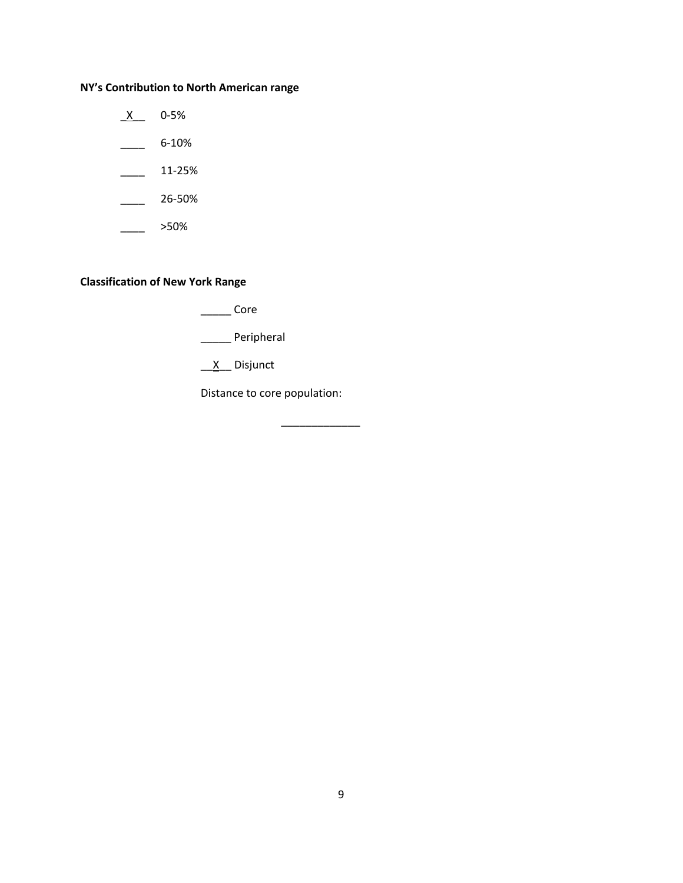**NY's Contribution to North American range**

_X__ 0-5%

____ 6-10%

____ 11-25%

____ 26-50%

____ >50%

**Classification of New York Range**

_____ Core

_____ Peripheral

__X__ Disjunct

Distance to core population:

_____________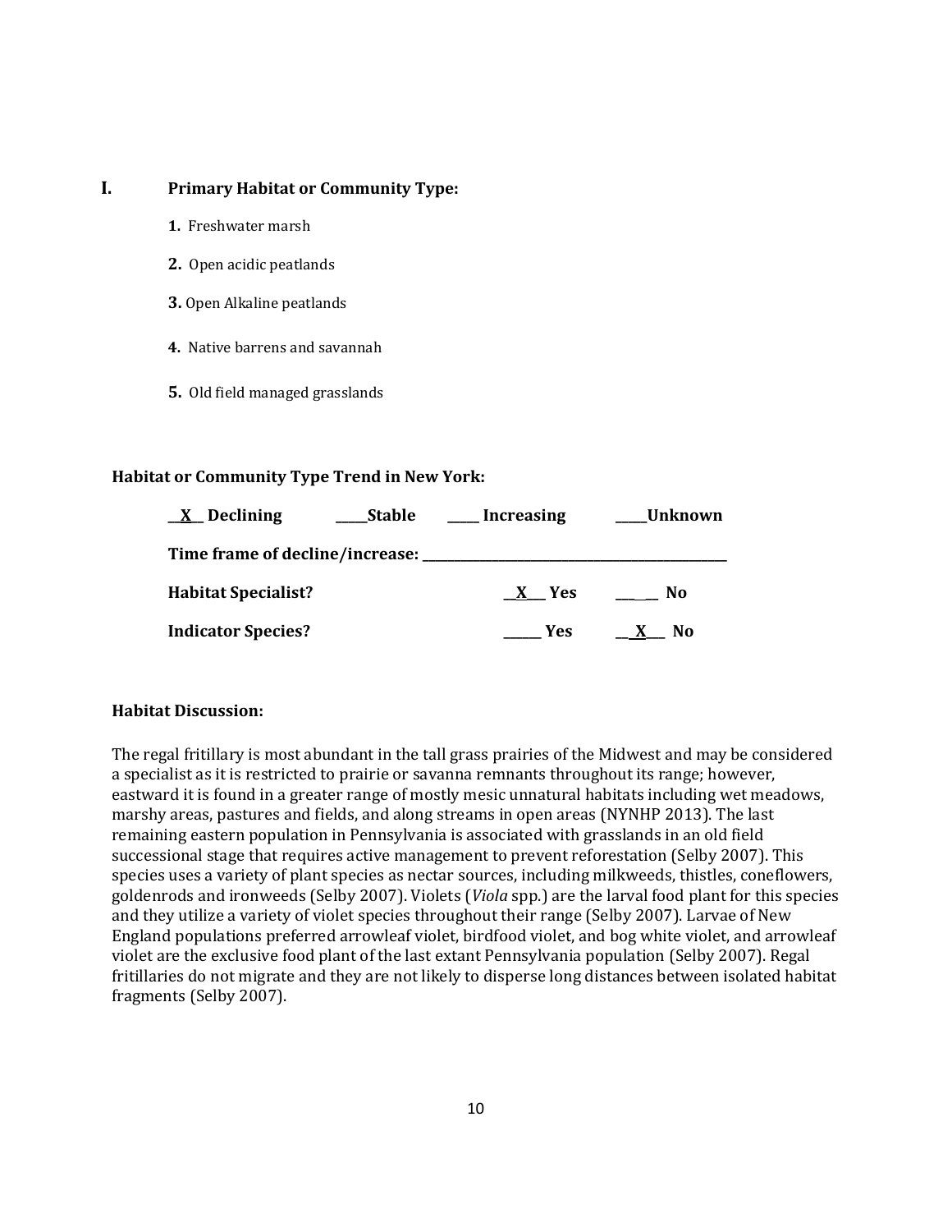## I. Primary Habitat or Community Type:

1. Freshwater marsh
2. Open acidic peatlands
3. Open Alkaline peatlands
4. Native barrens and savannah
5. Old field managed grasslands

**Habitat or Community Type Trend in New York:**

**\_\_X\_\_ Declining &nbsp;&nbsp; \_\_\_\_\_Stable &nbsp;&nbsp; \_\_\_\_\_ Increasing &nbsp;&nbsp; \_\_\_\_\_Unknown**

**Time frame of decline/increase: \_\_\_\_\_\_\_\_\_\_\_\_\_\_\_\_\_\_\_\_\_\_\_\_\_\_\_\_\_\_\_\_\_\_\_\_\_\_\_\_\_\_\_\_**

**Habitat Specialist?** &nbsp;&nbsp; **\_\_X\_\_\_ Yes** &nbsp;&nbsp; **\_\_\_\_\_\_ No**

**Indicator Species?** &nbsp;&nbsp; **\_\_\_\_\_\_ Yes** &nbsp;&nbsp; **\_\_X\_\_\_ No**

**Habitat Discussion:**

The regal fritillary is most abundant in the tall grass prairies of the Midwest and may be considered a specialist as it is restricted to prairie or savanna remnants throughout its range; however, eastward it is found in a greater range of mostly mesic unnatural habitats including wet meadows, marshy areas, pastures and fields, and along streams in open areas (NYNHP 2013). The last remaining eastern population in Pennsylvania is associated with grasslands in an old field successional stage that requires active management to prevent reforestation (Selby 2007). This species uses a variety of plant species as nectar sources, including milkweeds, thistles, coneflowers, goldenrods and ironweeds (Selby 2007). Violets (*Viola* spp.) are the larval food plant for this species and they utilize a variety of violet species throughout their range (Selby 2007). Larvae of New England populations preferred arrowleaf violet, birdfood violet, and bog white violet, and arrowleaf violet are the exclusive food plant of the last extant Pennsylvania population (Selby 2007). Regal fritillaries do not migrate and they are not likely to disperse long distances between isolated habitat fragments (Selby 2007).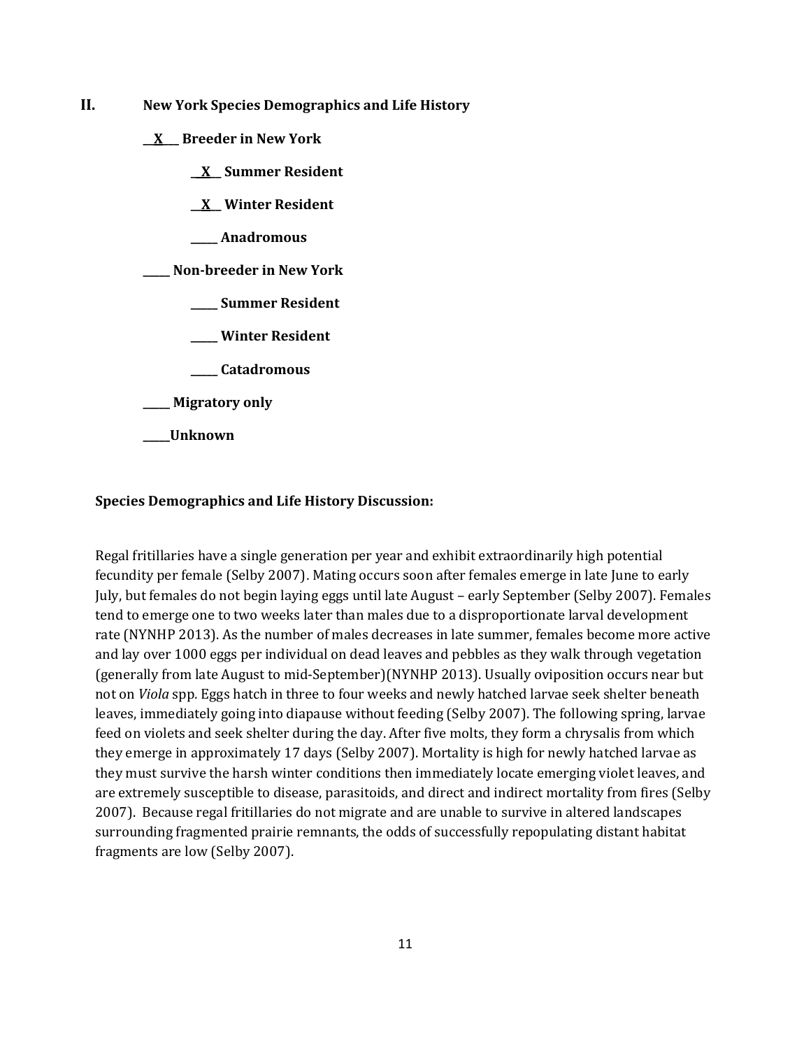## II. New York Species Demographics and Life History

**\_\_X\_\_ Breeder in New York**

- **\_\_X\_\_ Summer Resident**
- **\_\_X\_\_ Winter Resident**
- **\_\_\_\_\_ Anadromous**

**\_\_\_\_\_ Non-breeder in New York**

- **\_\_\_\_\_ Summer Resident**
- **\_\_\_\_\_ Winter Resident**
- **\_\_\_\_\_ Catadromous**

**\_\_\_\_\_ Migratory only**

**\_\_\_\_\_Unknown**

**Species Demographics and Life History Discussion:**

Regal fritillaries have a single generation per year and exhibit extraordinarily high potential fecundity per female (Selby 2007). Mating occurs soon after females emerge in late June to early July, but females do not begin laying eggs until late August – early September (Selby 2007). Females tend to emerge one to two weeks later than males due to a disproportionate larval development rate (NYNHP 2013). As the number of males decreases in late summer, females become more active and lay over 1000 eggs per individual on dead leaves and pebbles as they walk through vegetation (generally from late August to mid-September)(NYNHP 2013). Usually oviposition occurs near but not on *Viola* spp. Eggs hatch in three to four weeks and newly hatched larvae seek shelter beneath leaves, immediately going into diapause without feeding (Selby 2007). The following spring, larvae feed on violets and seek shelter during the day. After five molts, they form a chrysalis from which they emerge in approximately 17 days (Selby 2007). Mortality is high for newly hatched larvae as they must survive the harsh winter conditions then immediately locate emerging violet leaves, and are extremely susceptible to disease, parasitoids, and direct and indirect mortality from fires (Selby 2007). Because regal fritillaries do not migrate and are unable to survive in altered landscapes surrounding fragmented prairie remnants, the odds of successfully repopulating distant habitat fragments are low (Selby 2007).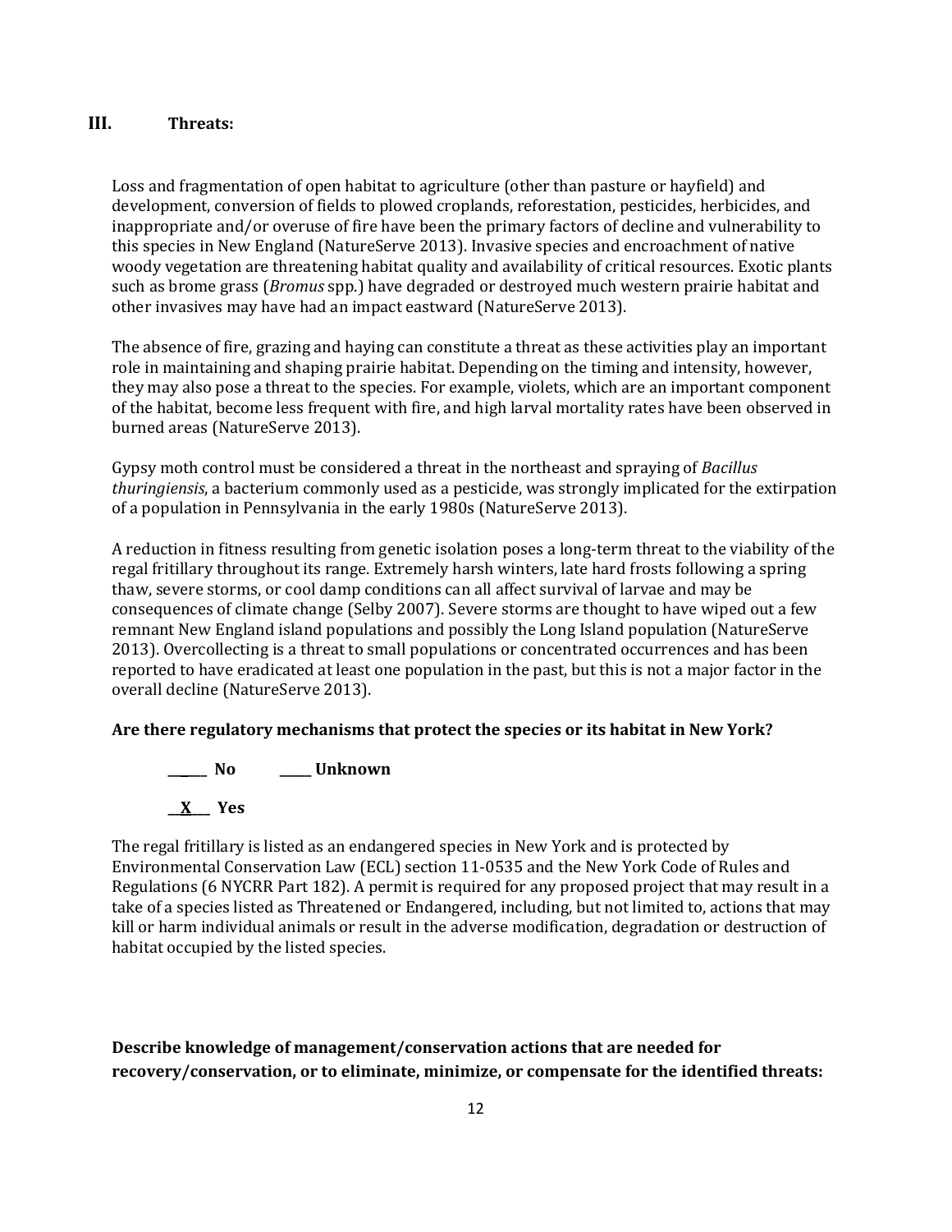## III. Threats:

Loss and fragmentation of open habitat to agriculture (other than pasture or hayfield) and development, conversion of fields to plowed croplands, reforestation, pesticides, herbicides, and inappropriate and/or overuse of fire have been the primary factors of decline and vulnerability to this species in New England (NatureServe 2013). Invasive species and encroachment of native woody vegetation are threatening habitat quality and availability of critical resources. Exotic plants such as brome grass (*Bromus* spp.) have degraded or destroyed much western prairie habitat and other invasives may have had an impact eastward (NatureServe 2013).

The absence of fire, grazing and haying can constitute a threat as these activities play an important role in maintaining and shaping prairie habitat. Depending on the timing and intensity, however, they may also pose a threat to the species. For example, violets, which are an important component of the habitat, become less frequent with fire, and high larval mortality rates have been observed in burned areas (NatureServe 2013).

Gypsy moth control must be considered a threat in the northeast and spraying of *Bacillus thuringiensis*, a bacterium commonly used as a pesticide, was strongly implicated for the extirpation of a population in Pennsylvania in the early 1980s (NatureServe 2013).

A reduction in fitness resulting from genetic isolation poses a long-term threat to the viability of the regal fritillary throughout its range. Extremely harsh winters, late hard frosts following a spring thaw, severe storms, or cool damp conditions can all affect survival of larvae and may be consequences of climate change (Selby 2007). Severe storms are thought to have wiped out a few remnant New England island populations and possibly the Long Island population (NatureServe 2013). Overcollecting is a threat to small populations or concentrated occurrences and has been reported to have eradicated at least one population in the past, but this is not a major factor in the overall decline (NatureServe 2013).

**Are there regulatory mechanisms that protect the species or its habitat in New York?**

**\_\_\_\_\_\_ No \_\_\_\_\_ Unknown**

**\_\_X\_\_ Yes**

The regal fritillary is listed as an endangered species in New York and is protected by Environmental Conservation Law (ECL) section 11-0535 and the New York Code of Rules and Regulations (6 NYCRR Part 182). A permit is required for any proposed project that may result in a take of a species listed as Threatened or Endangered, including, but not limited to, actions that may kill or harm individual animals or result in the adverse modification, degradation or destruction of habitat occupied by the listed species.

**Describe knowledge of management/conservation actions that are needed for recovery/conservation, or to eliminate, minimize, or compensate for the identified threats:**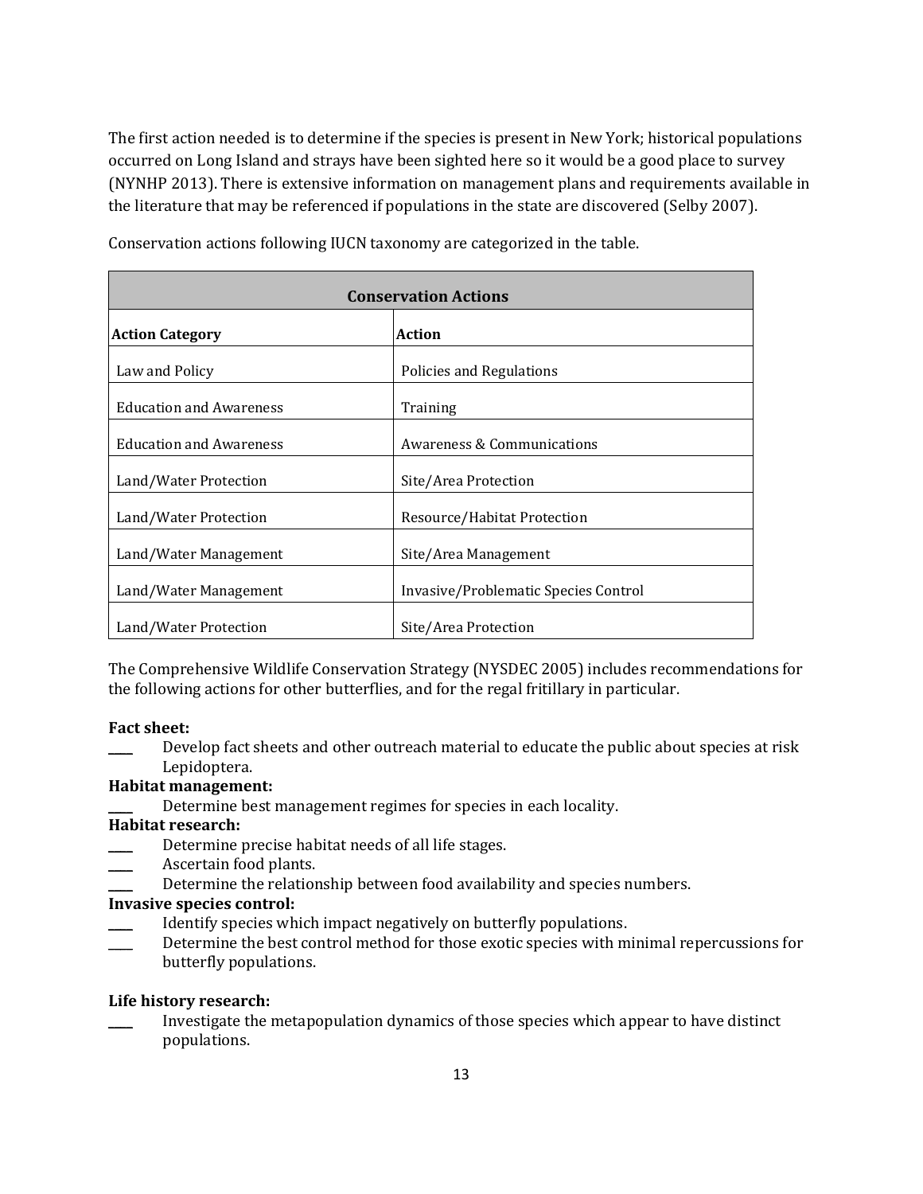The first action needed is to determine if the species is present in New York; historical populations occurred on Long Island and strays have been sighted here so it would be a good place to survey (NYNHP 2013). There is extensive information on management plans and requirements available in the literature that may be referenced if populations in the state are discovered (Selby 2007).

Conservation actions following IUCN taxonomy are categorized in the table.

| **Conservation Actions** | |
|---|---|
| **Action Category** | **Action** |
| Law and Policy | Policies and Regulations |
| Education and Awareness | Training |
| Education and Awareness | Awareness & Communications |
| Land/Water Protection | Site/Area Protection |
| Land/Water Protection | Resource/Habitat Protection |
| Land/Water Management | Site/Area Management |
| Land/Water Management | Invasive/Problematic Species Control |
| Land/Water Protection | Site/Area Protection |

The Comprehensive Wildlife Conservation Strategy (NYSDEC 2005) includes recommendations for the following actions for other butterflies, and for the regal fritillary in particular.

**Fact sheet:**
____ Develop fact sheets and other outreach material to educate the public about species at risk Lepidoptera.

**Habitat management:**
____ Determine best management regimes for species in each locality.

**Habitat research:**
____ Determine precise habitat needs of all life stages.
____ Ascertain food plants.
____ Determine the relationship between food availability and species numbers.

**Invasive species control:**
____ Identify species which impact negatively on butterfly populations.
____ Determine the best control method for those exotic species with minimal repercussions for butterfly populations.

**Life history research:**
____ Investigate the metapopulation dynamics of those species which appear to have distinct populations.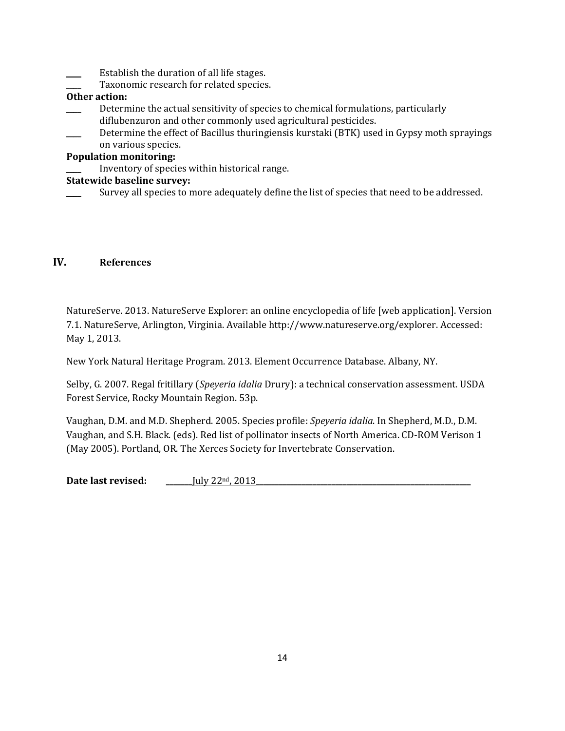\_\_\_\_ Establish the duration of all life stages.
\_\_\_\_ Taxonomic research for related species.

**Other action:**

\_\_\_\_ Determine the actual sensitivity of species to chemical formulations, particularly diflubenzuron and other commonly used agricultural pesticides.
\_\_\_\_ Determine the effect of Bacillus thuringiensis kurstaki (BTK) used in Gypsy moth sprayings on various species.

**Population monitoring:**

\_\_\_\_ Inventory of species within historical range.

**Statewide baseline survey:**

\_\_\_\_ Survey all species to more adequately define the list of species that need to be addressed.

## IV. References

NatureServe. 2013. NatureServe Explorer: an online encyclopedia of life [web application]. Version 7.1. NatureServe, Arlington, Virginia. Available http://www.natureserve.org/explorer. Accessed: May 1, 2013.

New York Natural Heritage Program. 2013. Element Occurrence Database. Albany, NY.

Selby, G. 2007. Regal fritillary (*Speyeria idalia* Drury): a technical conservation assessment. USDA Forest Service, Rocky Mountain Region. 53p.

Vaughan, D.M. and M.D. Shepherd. 2005. Species profile: *Speyeria idalia*. In Shepherd, M.D., D.M. Vaughan, and S.H. Black. (eds). Red list of pollinator insects of North America. CD-ROM Verison 1 (May 2005). Portland, OR. The Xerces Society for Invertebrate Conservation.

**Date last revised:** July 22nd, 2013